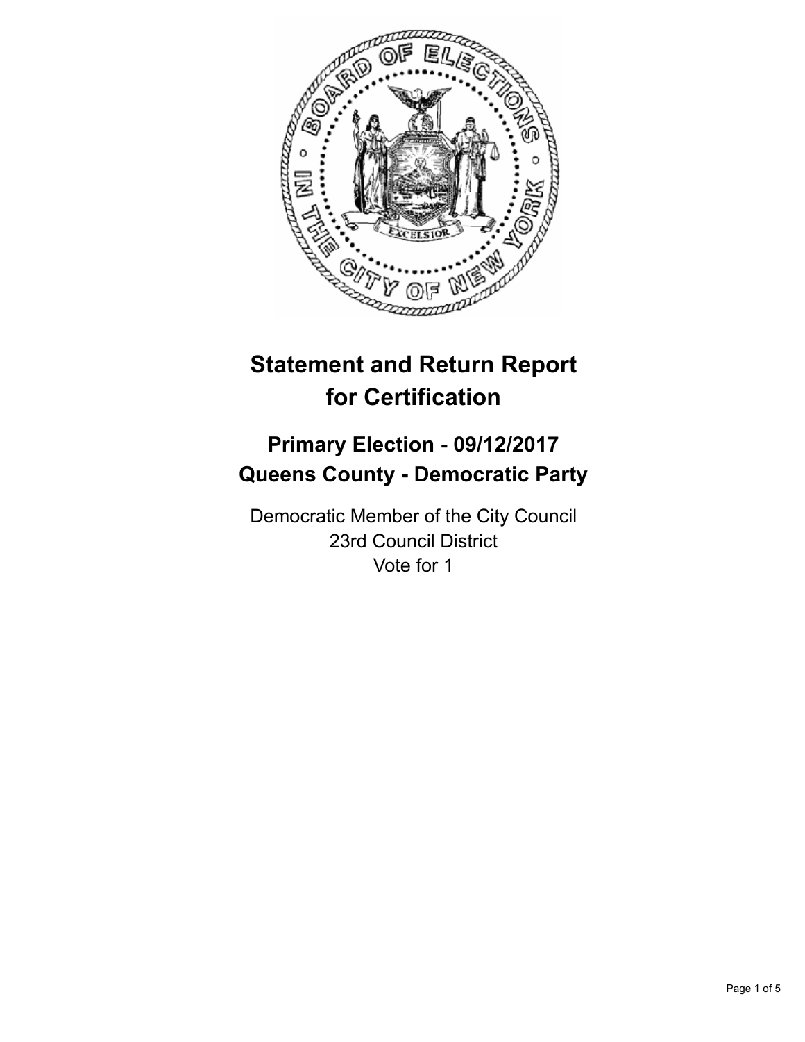# Statement and Return Report for Certification

## Primary Election - 09/12/2017
## Queens County - Democratic Party

Democratic Member of the City Council
23rd Council District
Vote for 1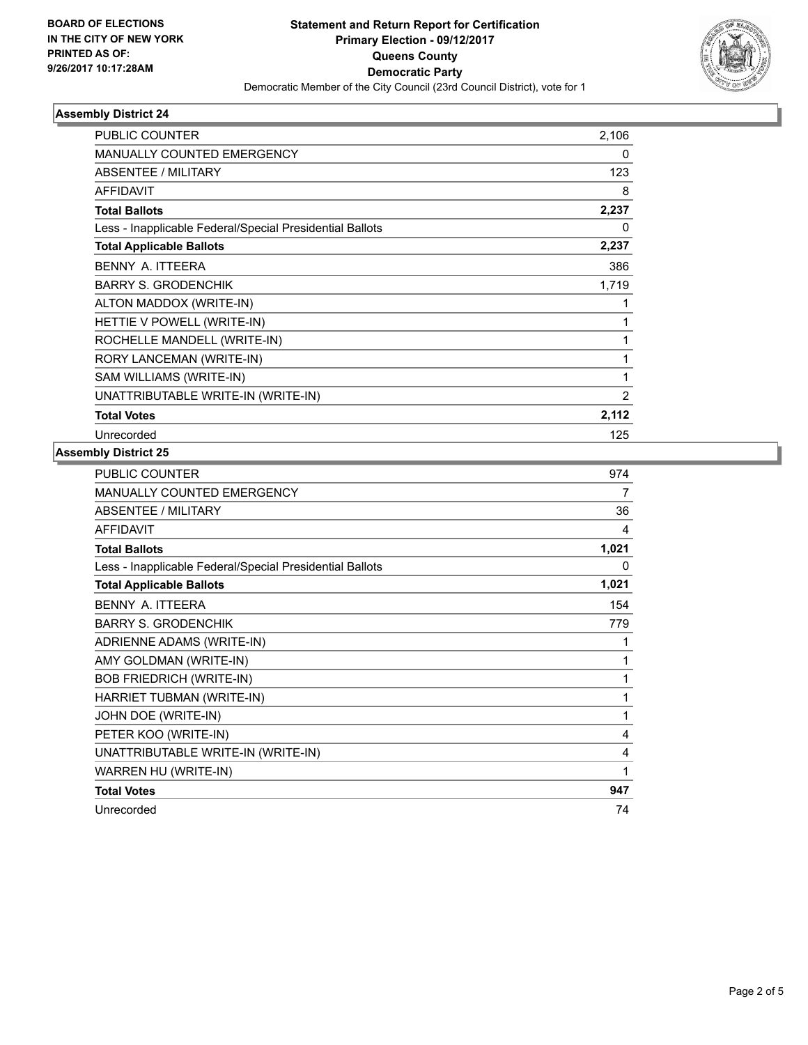## Assembly District 24

| | |
|---|---|
| PUBLIC COUNTER | 2,106 |
| MANUALLY COUNTED EMERGENCY | 0 |
| ABSENTEE / MILITARY | 123 |
| AFFIDAVIT | 8 |
| **Total Ballots** | **2,237** |
| Less - Inapplicable Federal/Special Presidential Ballots | 0 |
| **Total Applicable Ballots** | **2,237** |
| BENNY A. ITTEERA | 386 |
| BARRY S. GRODENCHIK | 1,719 |
| ALTON MADDOX (WRITE-IN) | 1 |
| HETTIE V POWELL (WRITE-IN) | 1 |
| ROCHELLE MANDELL (WRITE-IN) | 1 |
| RORY LANCEMAN (WRITE-IN) | 1 |
| SAM WILLIAMS (WRITE-IN) | 1 |
| UNATTRIBUTABLE WRITE-IN (WRITE-IN) | 2 |
| **Total Votes** | **2,112** |
| Unrecorded | 125 |

## Assembly District 25

| | |
|---|---|
| PUBLIC COUNTER | 974 |
| MANUALLY COUNTED EMERGENCY | 7 |
| ABSENTEE / MILITARY | 36 |
| AFFIDAVIT | 4 |
| **Total Ballots** | **1,021** |
| Less - Inapplicable Federal/Special Presidential Ballots | 0 |
| **Total Applicable Ballots** | **1,021** |
| BENNY A. ITTEERA | 154 |
| BARRY S. GRODENCHIK | 779 |
| ADRIENNE ADAMS (WRITE-IN) | 1 |
| AMY GOLDMAN (WRITE-IN) | 1 |
| BOB FRIEDRICH (WRITE-IN) | 1 |
| HARRIET TUBMAN (WRITE-IN) | 1 |
| JOHN DOE (WRITE-IN) | 1 |
| PETER KOO (WRITE-IN) | 4 |
| UNATTRIBUTABLE WRITE-IN (WRITE-IN) | 4 |
| WARREN HU (WRITE-IN) | 1 |
| **Total Votes** | **947** |
| Unrecorded | 74 |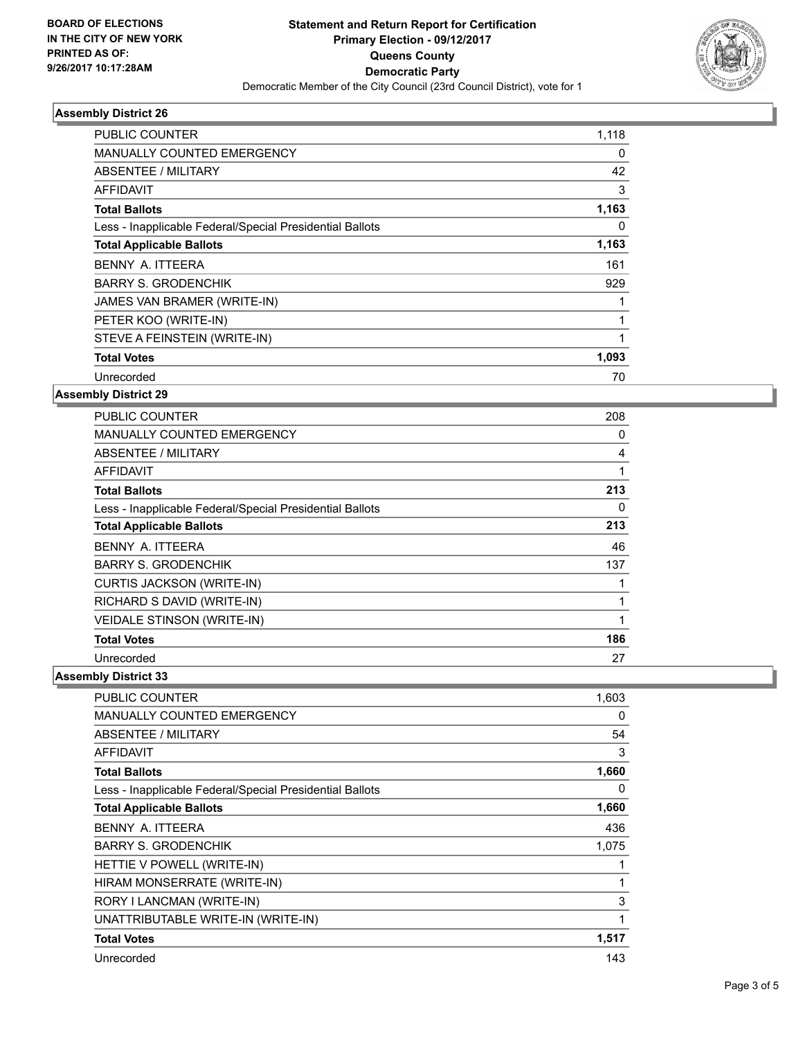**BOARD OF ELECTIONS IN THE CITY OF NEW YORK PRINTED AS OF: 9/26/2017 10:17:28AM**

# Statement and Return Report for Certification
## Primary Election - 09/12/2017
## Queens County
## Democratic Party
### Democratic Member of the City Council (23rd Council District), vote for 1

### Assembly District 26

| | |
|---|---|
| PUBLIC COUNTER | 1,118 |
| MANUALLY COUNTED EMERGENCY | 0 |
| ABSENTEE / MILITARY | 42 |
| AFFIDAVIT | 3 |
| **Total Ballots** | **1,163** |
| Less - Inapplicable Federal/Special Presidential Ballots | 0 |
| **Total Applicable Ballots** | **1,163** |
| BENNY A. ITTEERA | 161 |
| BARRY S. GRODENCHIK | 929 |
| JAMES VAN BRAMER (WRITE-IN) | 1 |
| PETER KOO (WRITE-IN) | 1 |
| STEVE A FEINSTEIN (WRITE-IN) | 1 |
| **Total Votes** | **1,093** |
| Unrecorded | 70 |

### Assembly District 29

| | |
|---|---|
| PUBLIC COUNTER | 208 |
| MANUALLY COUNTED EMERGENCY | 0 |
| ABSENTEE / MILITARY | 4 |
| AFFIDAVIT | 1 |
| **Total Ballots** | **213** |
| Less - Inapplicable Federal/Special Presidential Ballots | 0 |
| **Total Applicable Ballots** | **213** |
| BENNY A. ITTEERA | 46 |
| BARRY S. GRODENCHIK | 137 |
| CURTIS JACKSON (WRITE-IN) | 1 |
| RICHARD S DAVID (WRITE-IN) | 1 |
| VEIDALE STINSON (WRITE-IN) | 1 |
| **Total Votes** | **186** |
| Unrecorded | 27 |

### Assembly District 33

| | |
|---|---|
| PUBLIC COUNTER | 1,603 |
| MANUALLY COUNTED EMERGENCY | 0 |
| ABSENTEE / MILITARY | 54 |
| AFFIDAVIT | 3 |
| **Total Ballots** | **1,660** |
| Less - Inapplicable Federal/Special Presidential Ballots | 0 |
| **Total Applicable Ballots** | **1,660** |
| BENNY A. ITTEERA | 436 |
| BARRY S. GRODENCHIK | 1,075 |
| HETTIE V POWELL (WRITE-IN) | 1 |
| HIRAM MONSERRATE (WRITE-IN) | 1 |
| RORY I LANCMAN (WRITE-IN) | 3 |
| UNATTRIBUTABLE WRITE-IN (WRITE-IN) | 1 |
| **Total Votes** | **1,517** |
| Unrecorded | 143 |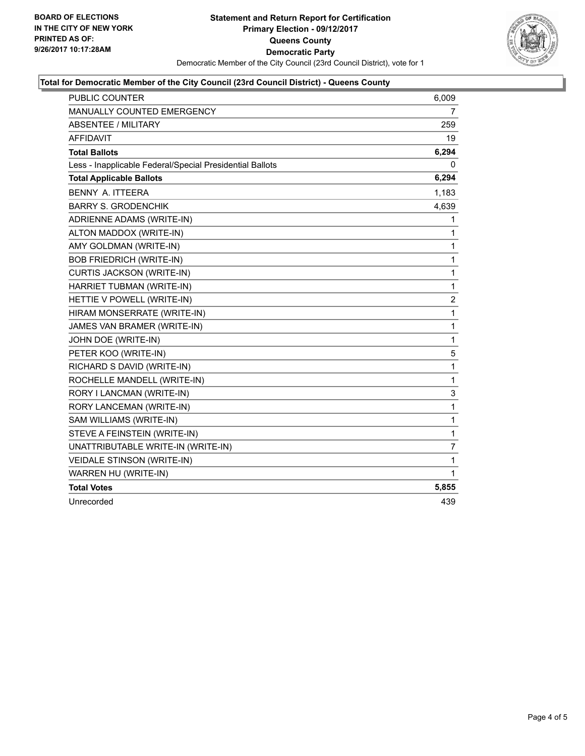BOARD OF ELECTIONS
IN THE CITY OF NEW YORK
PRINTED AS OF:
9/26/2017 10:17:28AM

# Statement and Return Report for Certification
## Primary Election - 09/12/2017
## Queens County
## Democratic Party

Democratic Member of the City Council (23rd Council District), vote for 1

### Total for Democratic Member of the City Council (23rd Council District) - Queens County

| | |
|---|---|
| PUBLIC COUNTER | 6,009 |
| MANUALLY COUNTED EMERGENCY | 7 |
| ABSENTEE / MILITARY | 259 |
| AFFIDAVIT | 19 |
| **Total Ballots** | **6,294** |
| Less - Inapplicable Federal/Special Presidential Ballots | 0 |
| **Total Applicable Ballots** | **6,294** |
| BENNY A. ITTEERA | 1,183 |
| BARRY S. GRODENCHIK | 4,639 |
| ADRIENNE ADAMS (WRITE-IN) | 1 |
| ALTON MADDOX (WRITE-IN) | 1 |
| AMY GOLDMAN (WRITE-IN) | 1 |
| BOB FRIEDRICH (WRITE-IN) | 1 |
| CURTIS JACKSON (WRITE-IN) | 1 |
| HARRIET TUBMAN (WRITE-IN) | 1 |
| HETTIE V POWELL (WRITE-IN) | 2 |
| HIRAM MONSERRATE (WRITE-IN) | 1 |
| JAMES VAN BRAMER (WRITE-IN) | 1 |
| JOHN DOE (WRITE-IN) | 1 |
| PETER KOO (WRITE-IN) | 5 |
| RICHARD S DAVID (WRITE-IN) | 1 |
| ROCHELLE MANDELL (WRITE-IN) | 1 |
| RORY I LANCMAN (WRITE-IN) | 3 |
| RORY LANCEMAN (WRITE-IN) | 1 |
| SAM WILLIAMS (WRITE-IN) | 1 |
| STEVE A FEINSTEIN (WRITE-IN) | 1 |
| UNATTRIBUTABLE WRITE-IN (WRITE-IN) | 7 |
| VEIDALE STINSON (WRITE-IN) | 1 |
| WARREN HU (WRITE-IN) | 1 |
| **Total Votes** | **5,855** |
| Unrecorded | 439 |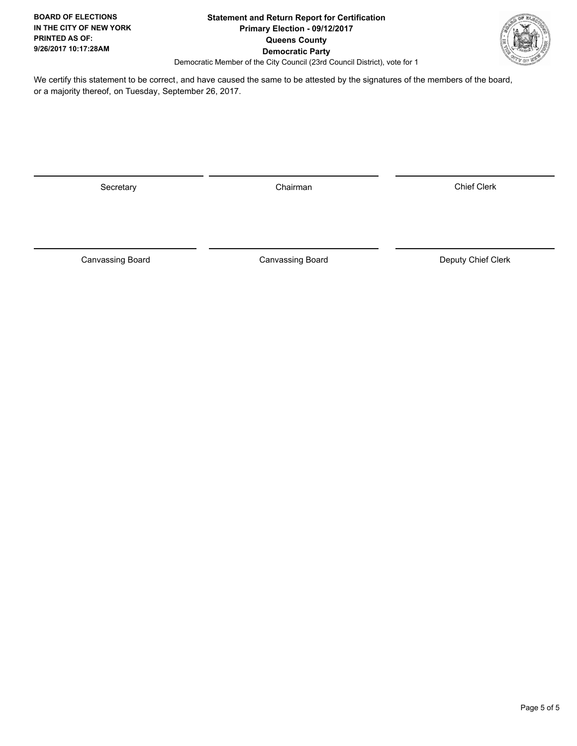**BOARD OF ELECTIONS IN THE CITY OF NEW YORK**
**PRINTED AS OF: 9/26/2017 10:17:28AM**

**Statement and Return Report for Certification**
**Primary Election - 09/12/2017**
**Queens County**
**Democratic Party**

Democratic Member of the City Council (23rd Council District), vote for 1

We certify this statement to be correct, and have caused the same to be attested by the signatures of the members of the board, or a majority thereof, on Tuesday, September 26, 2017.

| | | |
|---|---|---|
| Secretary | Chairman | Chief Clerk |
| Canvassing Board | Canvassing Board | Deputy Chief Clerk |